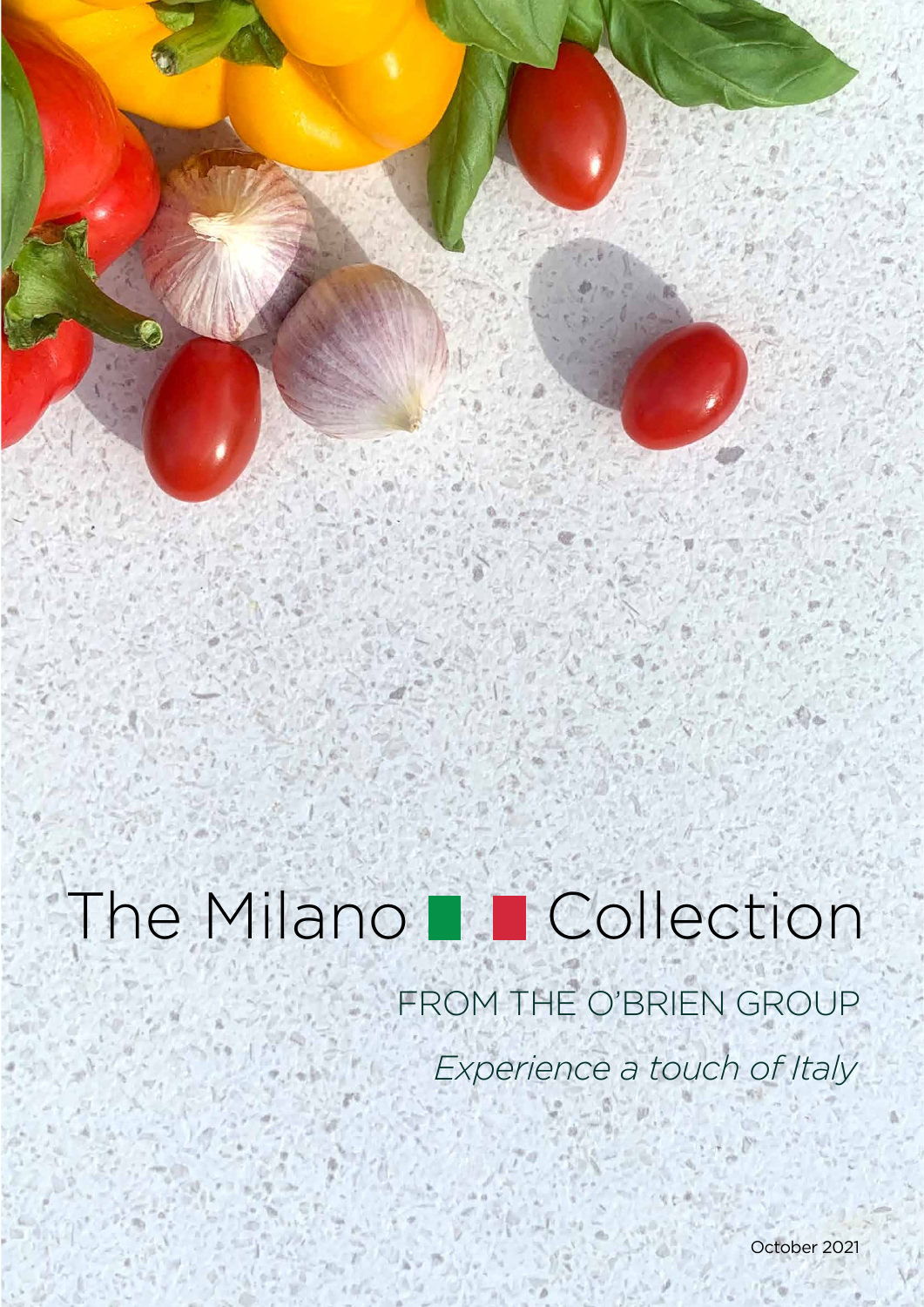# The Milano Collection

## FROM THE O'BRIEN GROUP

*Experience a touch of Italy*

October 2021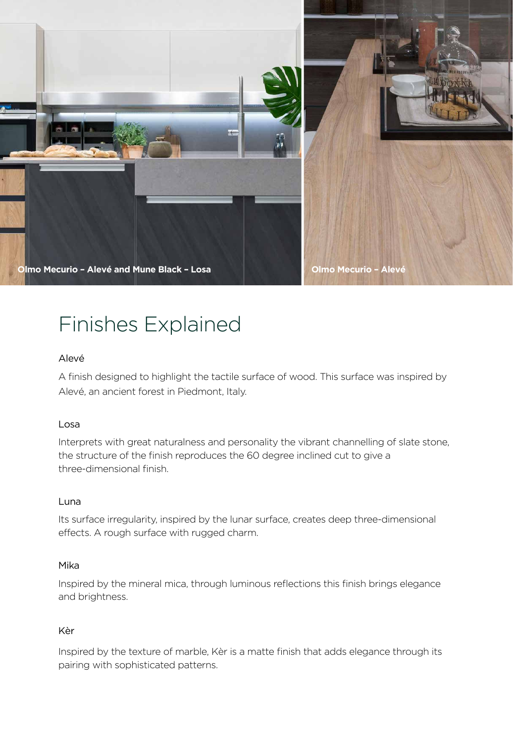Olmo Mecurio – Alevé and Mune Black – Losa

Olmo Mecurio – Alevé

# Finishes Explained

### Alevé

A finish designed to highlight the tactile surface of wood. This surface was inspired by Alevé, an ancient forest in Piedmont, Italy.

### Losa

Interprets with great naturalness and personality the vibrant channelling of slate stone, the structure of the finish reproduces the 60 degree inclined cut to give a three-dimensional finish.

### Luna

Its surface irregularity, inspired by the lunar surface, creates deep three-dimensional effects. A rough surface with rugged charm.

### Mika

Inspired by the mineral mica, through luminous reflections this finish brings elegance and brightness.

### Kèr

Inspired by the texture of marble, Kèr is a matte finish that adds elegance through its pairing with sophisticated patterns.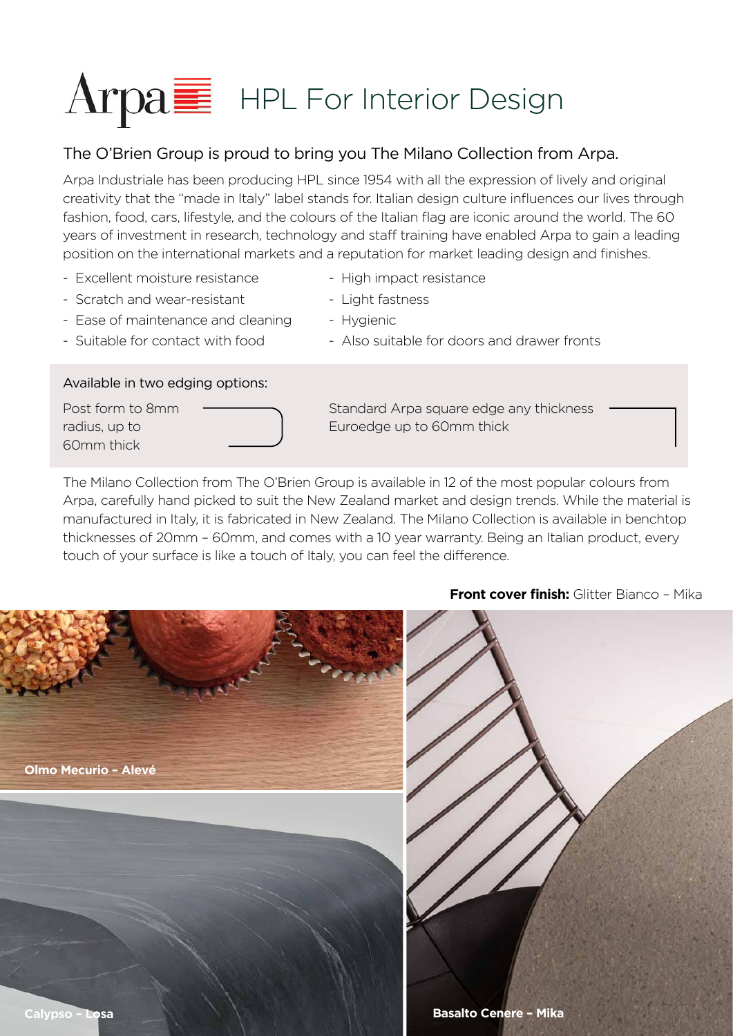# Arpa HPL For Interior Design

## The O'Brien Group is proud to bring you The Milano Collection from Arpa.

Arpa Industriale has been producing HPL since 1954 with all the expression of lively and original creativity that the "made in Italy" label stands for. Italian design culture influences our lives through fashion, food, cars, lifestyle, and the colours of the Italian flag are iconic around the world. The 60 years of investment in research, technology and staff training have enabled Arpa to gain a leading position on the international markets and a reputation for market leading design and finishes.

- Excellent moisture resistance
- Scratch and wear-resistant
- Ease of maintenance and cleaning
- Suitable for contact with food
- High impact resistance
- Light fastness
- Hygienic
- Also suitable for doors and drawer fronts

Available in two edging options:

Post form to 8mm radius, up to 60mm thick

Standard Arpa square edge any thickness Euroedge up to 60mm thick

The Milano Collection from The O'Brien Group is available in 12 of the most popular colours from Arpa, carefully hand picked to suit the New Zealand market and design trends. While the material is manufactured in Italy, it is fabricated in New Zealand. The Milano Collection is available in benchtop thicknesses of 20mm – 60mm, and comes with a 10 year warranty. Being an Italian product, every touch of your surface is like a touch of Italy, you can feel the difference.

**Front cover finish:** Glitter Bianco – Mika

**Olmo Mecurio – Alevé**

**Calypso – Losa**

**Basalto Cenere – Mika**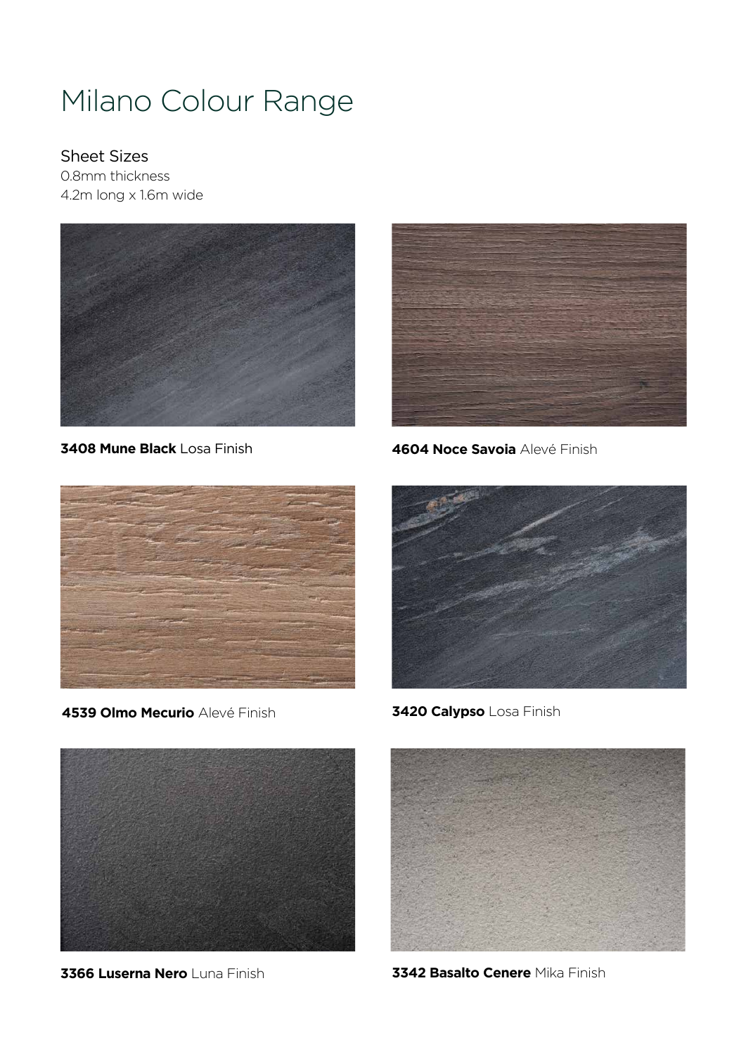# Milano Colour Range

## Sheet Sizes

0.8mm thickness
4.2m long x 1.6m wide

**3408 Mune Black** Losa Finish

**4604 Noce Savoia** Alevé Finish

**4539 Olmo Mecurio** Alevé Finish

**3420 Calypso** Losa Finish

**3366 Luserna Nero** Luna Finish

**3342 Basalto Cenere** Mika Finish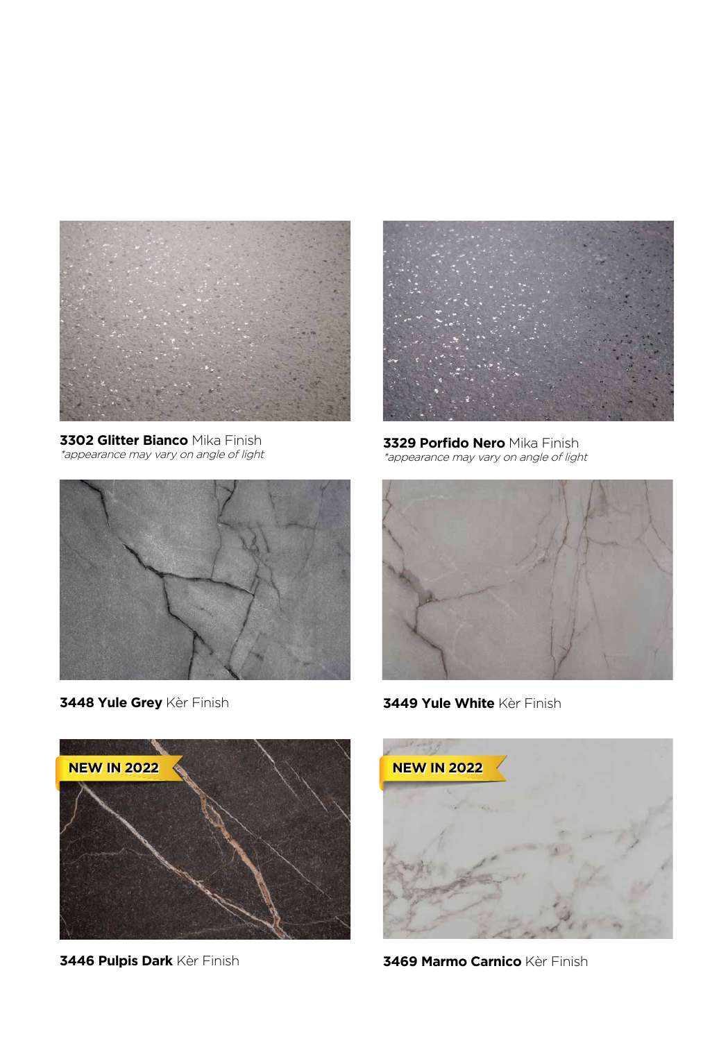**3302 Glitter Bianco** Mika Finish
*appearance may vary on angle of light*

**3329 Porfido Nero** Mika Finish
*appearance may vary on angle of light*

**3448 Yule Grey** Kèr Finish

**3449 Yule White** Kèr Finish

NEW IN 2022

**3446 Pulpis Dark** Kèr Finish

NEW IN 2022

**3469 Marmo Carnico** Kèr Finish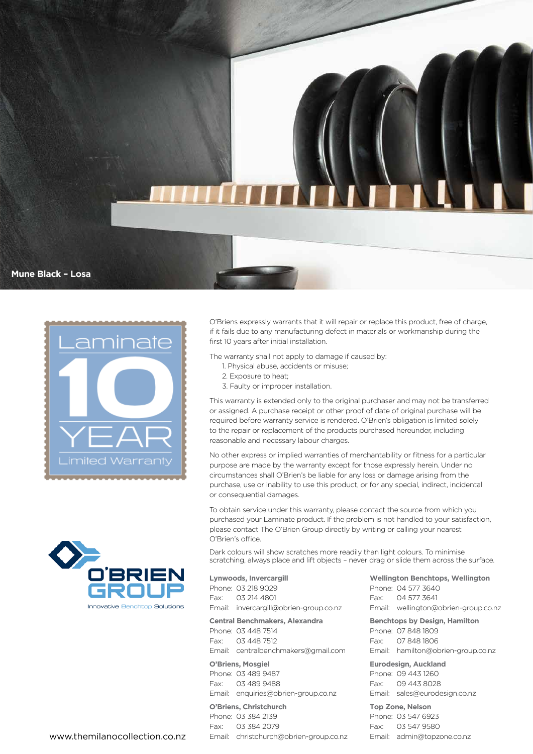Mune Black – Losa

Laminate 10 YEAR Limited Warranty

O'Briens expressly warrants that it will repair or replace this product, free of charge, if it fails due to any manufacturing defect in materials or workmanship during the first 10 years after initial installation.

The warranty shall not apply to damage if caused by:

1. Physical abuse, accidents or misuse;
2. Exposure to heat;
3. Faulty or improper installation.

This warranty is extended only to the original purchaser and may not be transferred or assigned. A purchase receipt or other proof of date of original purchase will be required before warranty service is rendered. O'Brien's obligation is limited solely to the repair or replacement of the products purchased hereunder, including reasonable and necessary labour charges.

No other express or implied warranties of merchantability or fitness for a particular purpose are made by the warranty except for those expressly herein. Under no circumstances shall O'Brien's be liable for any loss or damage arising from the purchase, use or inability to use this product, or for any special, indirect, incidental or consequential damages.

To obtain service under this warranty, please contact the source from which you purchased your Laminate product. If the problem is not handled to your satisfaction, please contact The O'Brien Group directly by writing or calling your nearest O'Brien's office.

Dark colours will show scratches more readily than light colours. To minimise scratching, always place and lift objects – never drag or slide them across the surface.

O'BRIEN GROUP
Innovative Benchtop Solutions

**Lynwoods, Invercargill**
Phone: 03 218 9029
Fax: 03 214 4801
Email: invercargill@obrien-group.co.nz

**Central Benchmakers, Alexandra**
Phone: 03 448 7514
Fax: 03 448 7512
Email: centralbenchmakers@gmail.com

**O'Briens, Mosgiel**
Phone: 03 489 9487
Fax: 03 489 9488
Email: enquiries@obrien-group.co.nz

**O'Briens, Christchurch**
Phone: 03 384 2139
Fax: 03 384 2079
Email: christchurch@obrien-group.co.nz

**Wellington Benchtops, Wellington**
Phone: 04 577 3640
Fax: 04 577 3641
Email: wellington@obrien-group.co.nz

**Benchtops by Design, Hamilton**
Phone: 07 848 1809
Fax: 07 848 1806
Email: hamilton@obrien-group.co.nz

**Eurodesign, Auckland**
Phone: 09 443 1260
Fax: 09 443 8028
Email: sales@eurodesign.co.nz

**Top Zone, Nelson**
Phone: 03 547 6923
Fax: 03 547 9580
Email: admin@topzone.co.nz

www.themilanocollection.co.nz